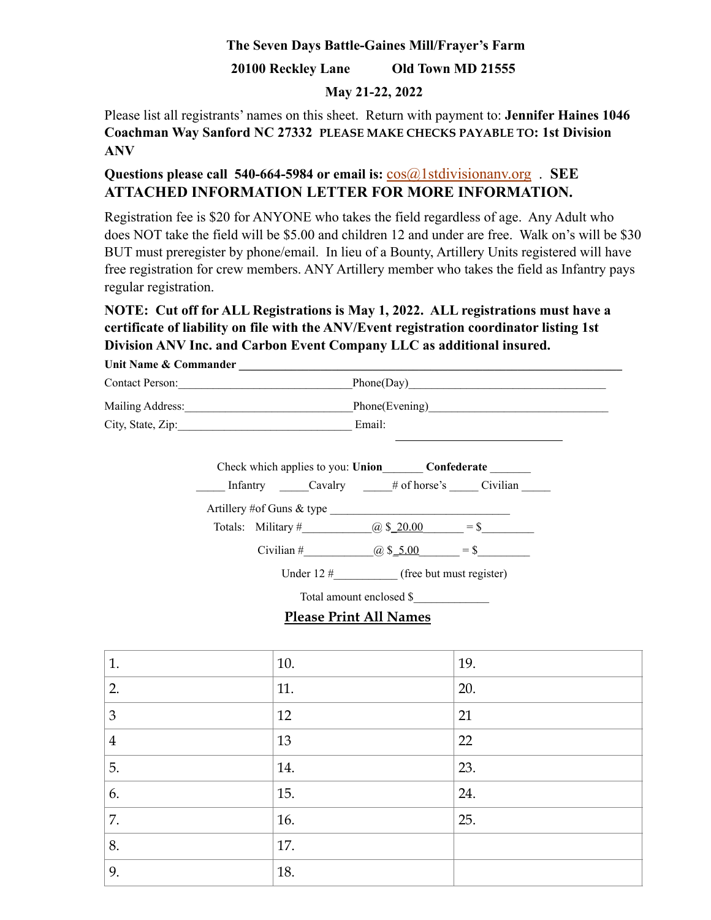**The Seven Days Battle-Gaines Mill/Frayer's Farm**

**20100 Reckley Lane Old Town MD 21555**

**May 21-22, 2022**

Please list all registrants' names on this sheet. Return with payment to: **Jennifer Haines 1046 Coachman Way Sanford NC 27332 PLEASE MAKE CHECKS PAYABLE TO: 1st Division ANV**

**Questions please call 540-664-5984 or email is:** cos@1stdivisionanv.org . **SEE ATTACHED INFORMATION LETTER FOR MORE INFORMATION.**

Registration fee is $20 for ANYONE who takes the field regardless of age. Any Adult who does NOT take the field will be $5.00 and children 12 and under are free. Walk on's will be $30 BUT must preregister by phone/email. In lieu of a Bounty, Artillery Units registered will have free registration for crew members. ANY Artillery member who takes the field as Infantry pays regular registration.

**NOTE: Cut off for ALL Registrations is May 1, 2022. ALL registrations must have a certificate of liability on file with the ANV/Event registration coordinator listing 1st Division ANV Inc. and Carbon Event Company LLC as additional insured.**

**Unit Name & Commander** ________________________________________________

Contact Person:______________________________ Phone(Day)__________________________________

Mailing Address:_____________________________ Phone(Evening)_______________________________

City, State, Zip:______________________________ Email: ______________________________

Check which applies to you: **Union**_______ **Confederate** _______

_____ Infantry _____Cavalry _____# of horse's _____ Civilian _____

Artillery #of Guns & type ________________________________

Totals: Military #____________@ $ 20.00_______ = $_________

Civilian #____________@ $ 5.00_______ = $_________

Under 12 #___________ (free but must register)

Total amount enclosed $_____________

**Please Print All Names**

| | | |
|---|---|---|
| 1. | 10. | 19. |
| 2. | 11. | 20. |
| 3 | 12 | 21 |
| 4 | 13 | 22 |
| 5. | 14. | 23. |
| 6. | 15. | 24. |
| 7. | 16. | 25. |
| 8. | 17. | |
| 9. | 18. | |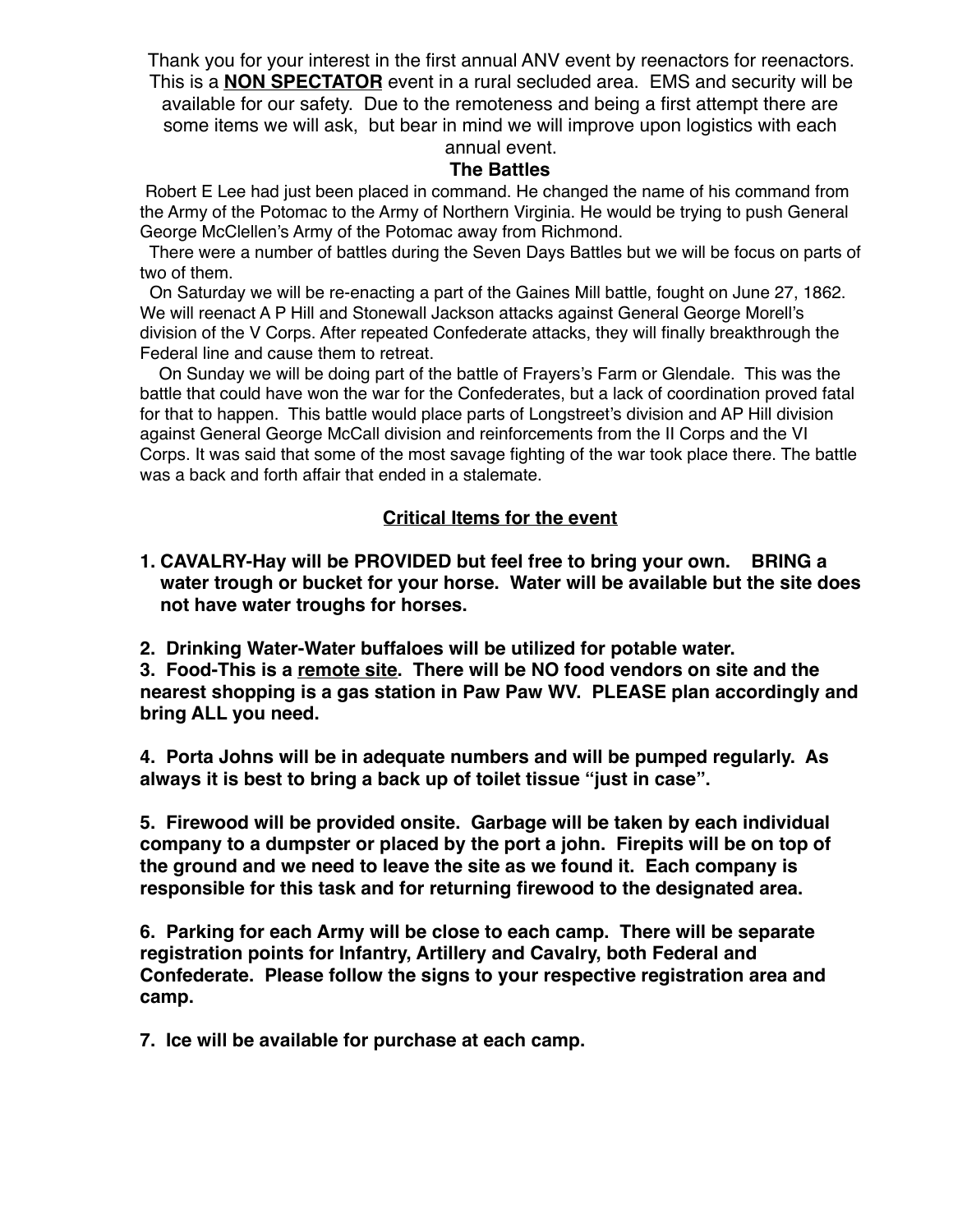Thank you for your interest in the first annual ANV event by reenactors for reenactors. This is a **NON SPECTATOR** event in a rural secluded area. EMS and security will be available for our safety. Due to the remoteness and being a first attempt there are some items we will ask, but bear in mind we will improve upon logistics with each annual event.

## The Battles

Robert E Lee had just been placed in command. He changed the name of his command from the Army of the Potomac to the Army of Northern Virginia. He would be trying to push General George McClellen's Army of the Potomac away from Richmond.

There were a number of battles during the Seven Days Battles but we will be focus on parts of two of them.

On Saturday we will be re-enacting a part of the Gaines Mill battle, fought on June 27, 1862. We will reenact A P Hill and Stonewall Jackson attacks against General George Morell's division of the V Corps. After repeated Confederate attacks, they will finally breakthrough the Federal line and cause them to retreat.

On Sunday we will be doing part of the battle of Frayers's Farm or Glendale. This was the battle that could have won the war for the Confederates, but a lack of coordination proved fatal for that to happen. This battle would place parts of Longstreet's division and AP Hill division against General George McCall division and reinforcements from the II Corps and the VI Corps. It was said that some of the most savage fighting of the war took place there. The battle was a back and forth affair that ended in a stalemate.

## Critical Items for the event

**1. CAVALRY-Hay will be PROVIDED but feel free to bring your own. BRING a water trough or bucket for your horse. Water will be available but the site does not have water troughs for horses.**

**2. Drinking Water-Water buffaloes will be utilized for potable water.**

**3. Food-This is a remote site. There will be NO food vendors on site and the nearest shopping is a gas station in Paw Paw WV. PLEASE plan accordingly and bring ALL you need.**

**4. Porta Johns will be in adequate numbers and will be pumped regularly. As always it is best to bring a back up of toilet tissue "just in case".**

**5. Firewood will be provided onsite. Garbage will be taken by each individual company to a dumpster or placed by the port a john. Firepits will be on top of the ground and we need to leave the site as we found it. Each company is responsible for this task and for returning firewood to the designated area.**

**6. Parking for each Army will be close to each camp. There will be separate registration points for Infantry, Artillery and Cavalry, both Federal and Confederate. Please follow the signs to your respective registration area and camp.**

**7. Ice will be available for purchase at each camp.**